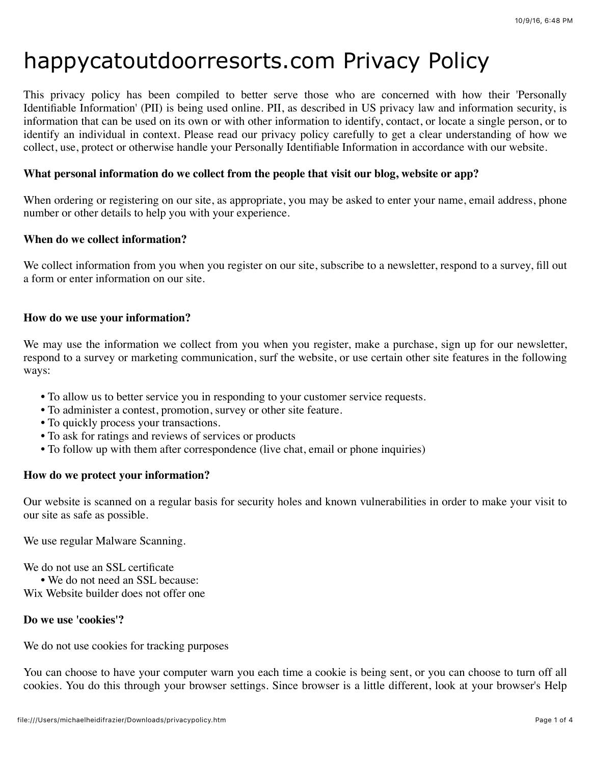# happycatoutdoorresorts.com Privacy Policy

This privacy policy has been compiled to better serve those who are concerned with how their 'Personally Identifiable Information' (PII) is being used online. PII, as described in US privacy law and information security, is information that can be used on its own or with other information to identify, contact, or locate a single person, or to identify an individual in context. Please read our privacy policy carefully to get a clear understanding of how we collect, use, protect or otherwise handle your Personally Identifiable Information in accordance with our website.

**What personal information do we collect from the people that visit our blog, website or app?**

When ordering or registering on our site, as appropriate, you may be asked to enter your name, email address, phone number or other details to help you with your experience.

**When do we collect information?**

We collect information from you when you register on our site, subscribe to a newsletter, respond to a survey, fill out a form or enter information on our site.

**How do we use your information?**

We may use the information we collect from you when you register, make a purchase, sign up for our newsletter, respond to a survey or marketing communication, surf the website, or use certain other site features in the following ways:

- To allow us to better service you in responding to your customer service requests.
- To administer a contest, promotion, survey or other site feature.
- To quickly process your transactions.
- To ask for ratings and reviews of services or products
- To follow up with them after correspondence (live chat, email or phone inquiries)

**How do we protect your information?**

Our website is scanned on a regular basis for security holes and known vulnerabilities in order to make your visit to our site as safe as possible.

We use regular Malware Scanning.

We do not use an SSL certificate

- We do not need an SSL because:

Wix Website builder does not offer one

**Do we use 'cookies'?**

We do not use cookies for tracking purposes

You can choose to have your computer warn you each time a cookie is being sent, or you can choose to turn off all cookies. You do this through your browser settings. Since browser is a little different, look at your browser's Help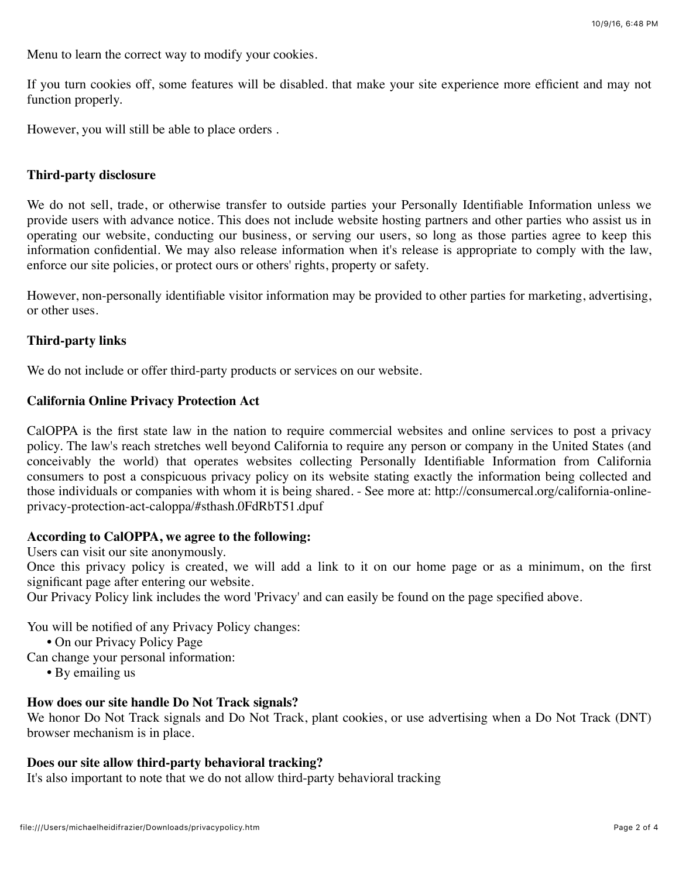Menu to learn the correct way to modify your cookies.

If you turn cookies off, some features will be disabled. that make your site experience more efficient and may not function properly.

However, you will still be able to place orders .

**Third-party disclosure**

We do not sell, trade, or otherwise transfer to outside parties your Personally Identifiable Information unless we provide users with advance notice. This does not include website hosting partners and other parties who assist us in operating our website, conducting our business, or serving our users, so long as those parties agree to keep this information confidential. We may also release information when it's release is appropriate to comply with the law, enforce our site policies, or protect ours or others' rights, property or safety.

However, non-personally identifiable visitor information may be provided to other parties for marketing, advertising, or other uses.

**Third-party links**

We do not include or offer third-party products or services on our website.

**California Online Privacy Protection Act**

CalOPPA is the first state law in the nation to require commercial websites and online services to post a privacy policy. The law's reach stretches well beyond California to require any person or company in the United States (and conceivably the world) that operates websites collecting Personally Identifiable Information from California consumers to post a conspicuous privacy policy on its website stating exactly the information being collected and those individuals or companies with whom it is being shared. - See more at: http://consumercal.org/california-online-privacy-protection-act-caloppa/#sthash.0FdRbT51.dpuf

**According to CalOPPA, we agree to the following:**
Users can visit our site anonymously.
Once this privacy policy is created, we will add a link to it on our home page or as a minimum, on the first significant page after entering our website.
Our Privacy Policy link includes the word 'Privacy' and can easily be found on the page specified above.

You will be notified of any Privacy Policy changes:
- On our Privacy Policy Page

Can change your personal information:
- By emailing us

**How does our site handle Do Not Track signals?**
We honor Do Not Track signals and Do Not Track, plant cookies, or use advertising when a Do Not Track (DNT) browser mechanism is in place.

**Does our site allow third-party behavioral tracking?**
It's also important to note that we do not allow third-party behavioral tracking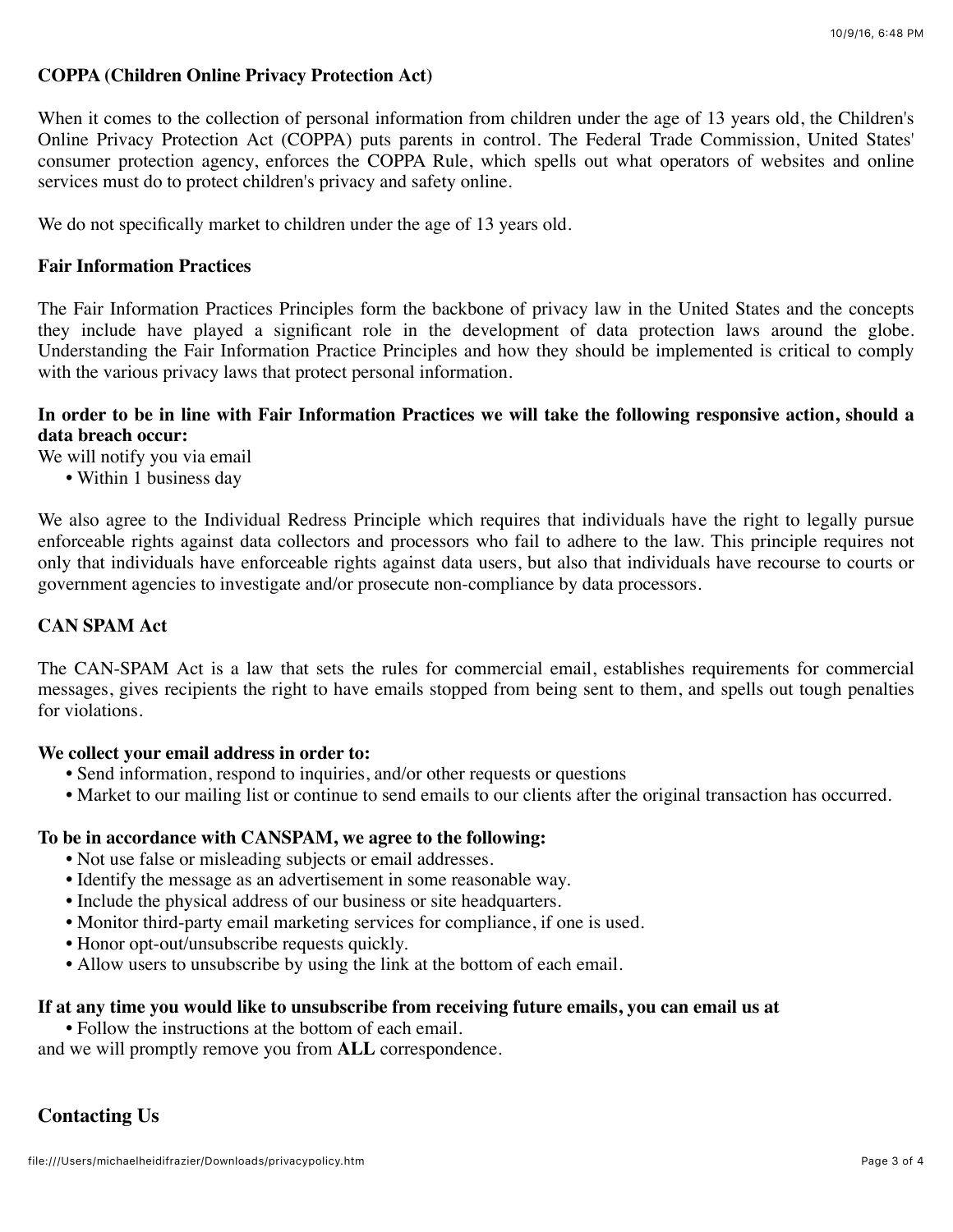**COPPA (Children Online Privacy Protection Act)**

When it comes to the collection of personal information from children under the age of 13 years old, the Children's Online Privacy Protection Act (COPPA) puts parents in control. The Federal Trade Commission, United States' consumer protection agency, enforces the COPPA Rule, which spells out what operators of websites and online services must do to protect children's privacy and safety online.

We do not specifically market to children under the age of 13 years old.

**Fair Information Practices**

The Fair Information Practices Principles form the backbone of privacy law in the United States and the concepts they include have played a significant role in the development of data protection laws around the globe. Understanding the Fair Information Practice Principles and how they should be implemented is critical to comply with the various privacy laws that protect personal information.

**In order to be in line with Fair Information Practices we will take the following responsive action, should a data breach occur:**

We will notify you via email

- Within 1 business day

We also agree to the Individual Redress Principle which requires that individuals have the right to legally pursue enforceable rights against data collectors and processors who fail to adhere to the law. This principle requires not only that individuals have enforceable rights against data users, but also that individuals have recourse to courts or government agencies to investigate and/or prosecute non-compliance by data processors.

**CAN SPAM Act**

The CAN-SPAM Act is a law that sets the rules for commercial email, establishes requirements for commercial messages, gives recipients the right to have emails stopped from being sent to them, and spells out tough penalties for violations.

**We collect your email address in order to:**

- Send information, respond to inquiries, and/or other requests or questions
- Market to our mailing list or continue to send emails to our clients after the original transaction has occurred.

**To be in accordance with CANSPAM, we agree to the following:**

- Not use false or misleading subjects or email addresses.
- Identify the message as an advertisement in some reasonable way.
- Include the physical address of our business or site headquarters.
- Monitor third-party email marketing services for compliance, if one is used.
- Honor opt-out/unsubscribe requests quickly.
- Allow users to unsubscribe by using the link at the bottom of each email.

**If at any time you would like to unsubscribe from receiving future emails, you can email us at**

- Follow the instructions at the bottom of each email.

and we will promptly remove you from **ALL** correspondence.

## Contacting Us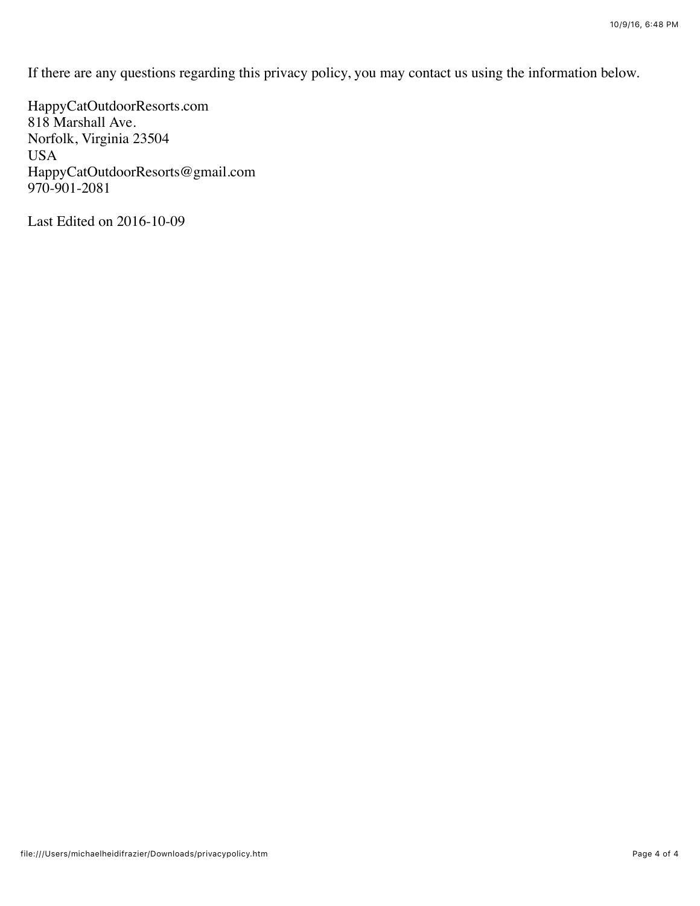If there are any questions regarding this privacy policy, you may contact us using the information below.

HappyCatOutdoorResorts.com
818 Marshall Ave.
Norfolk, Virginia 23504
USA
HappyCatOutdoorResorts@gmail.com
970-901-2081

Last Edited on 2016-10-09